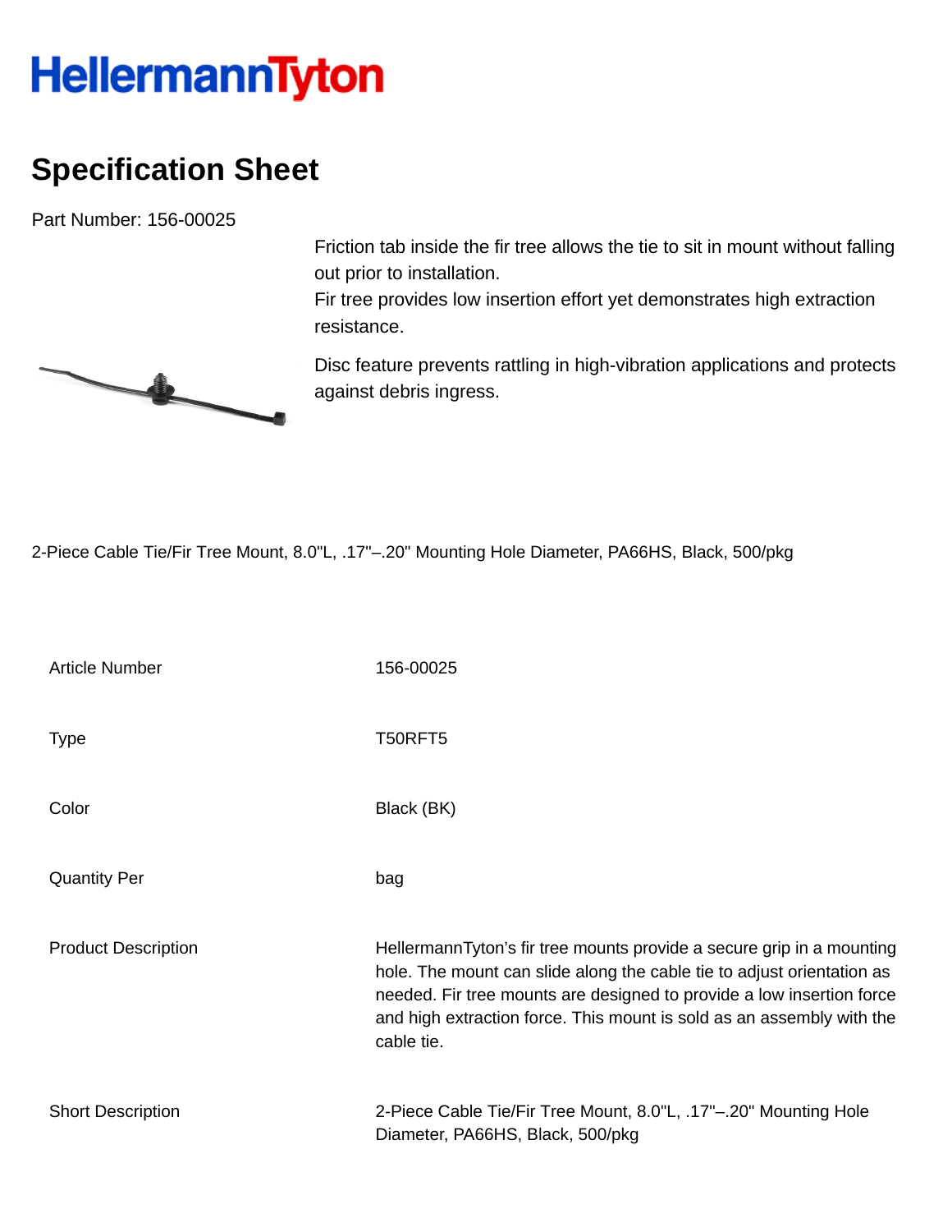# HellermannTyton

## Specification Sheet

Part Number: 156-00025

Friction tab inside the fir tree allows the tie to sit in mount without falling out prior to installation.
Fir tree provides low insertion effort yet demonstrates high extraction resistance.

Disc feature prevents rattling in high-vibration applications and protects against debris ingress.

2-Piece Cable Tie/Fir Tree Mount, 8.0"L, .17"–.20" Mounting Hole Diameter, PA66HS, Black, 500/pkg

| | |
|---|---|
| Article Number | 156-00025 |
| Type | T50RFT5 |
| Color | Black (BK) |
| Quantity Per | bag |
| Product Description | HellermannTyton's fir tree mounts provide a secure grip in a mounting hole. The mount can slide along the cable tie to adjust orientation as needed. Fir tree mounts are designed to provide a low insertion force and high extraction force. This mount is sold as an assembly with the cable tie. |
| Short Description | 2-Piece Cable Tie/Fir Tree Mount, 8.0"L, .17"–.20" Mounting Hole Diameter, PA66HS, Black, 500/pkg |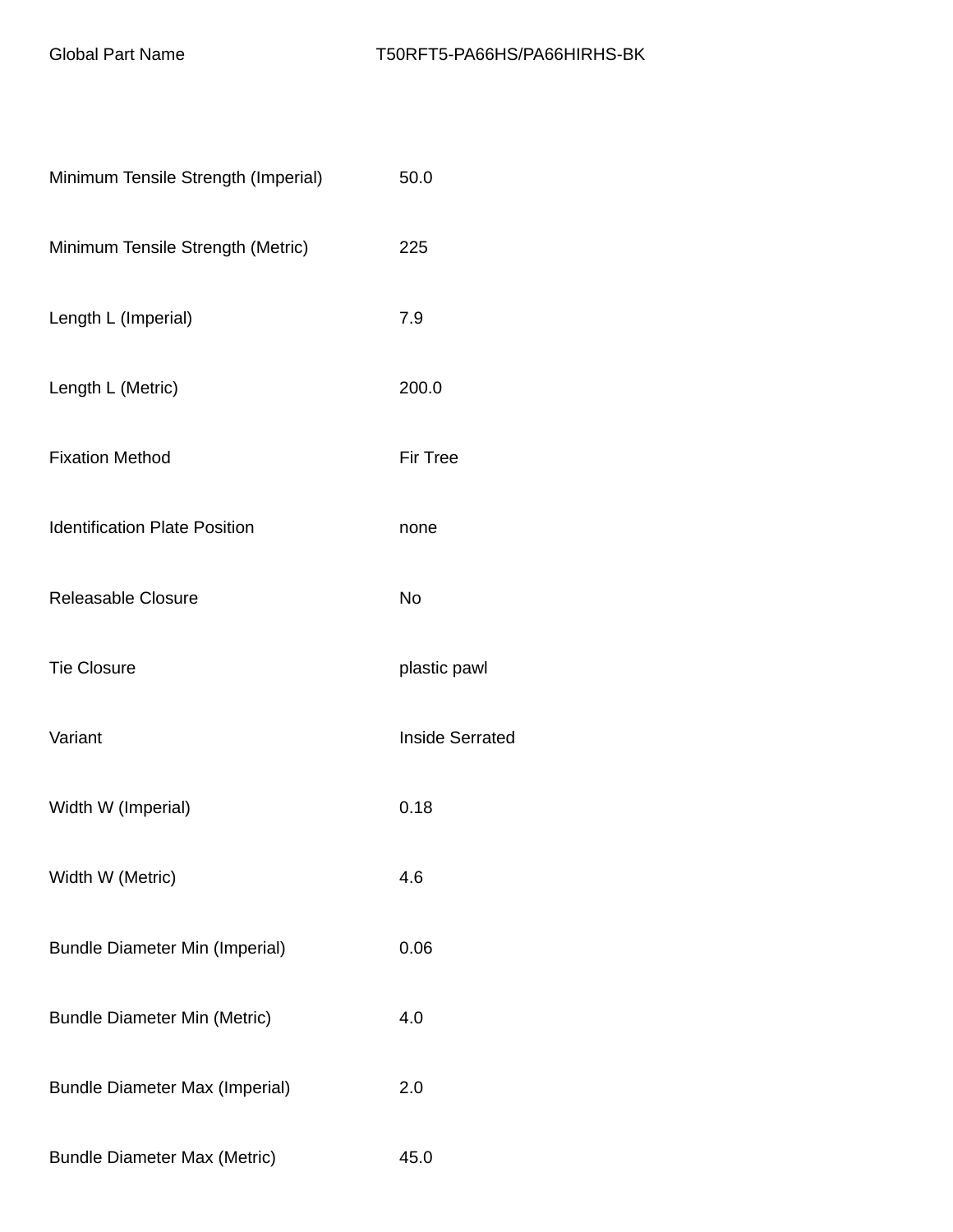| | |
|---|---|
| Global Part Name | T50RFT5-PA66HS/PA66HIRHS-BK |
| Minimum Tensile Strength (Imperial) | 50.0 |
| Minimum Tensile Strength (Metric) | 225 |
| Length L (Imperial) | 7.9 |
| Length L (Metric) | 200.0 |
| Fixation Method | Fir Tree |
| Identification Plate Position | none |
| Releasable Closure | No |
| Tie Closure | plastic pawl |
| Variant | Inside Serrated |
| Width W (Imperial) | 0.18 |
| Width W (Metric) | 4.6 |
| Bundle Diameter Min (Imperial) | 0.06 |
| Bundle Diameter Min (Metric) | 4.0 |
| Bundle Diameter Max (Imperial) | 2.0 |
| Bundle Diameter Max (Metric) | 45.0 |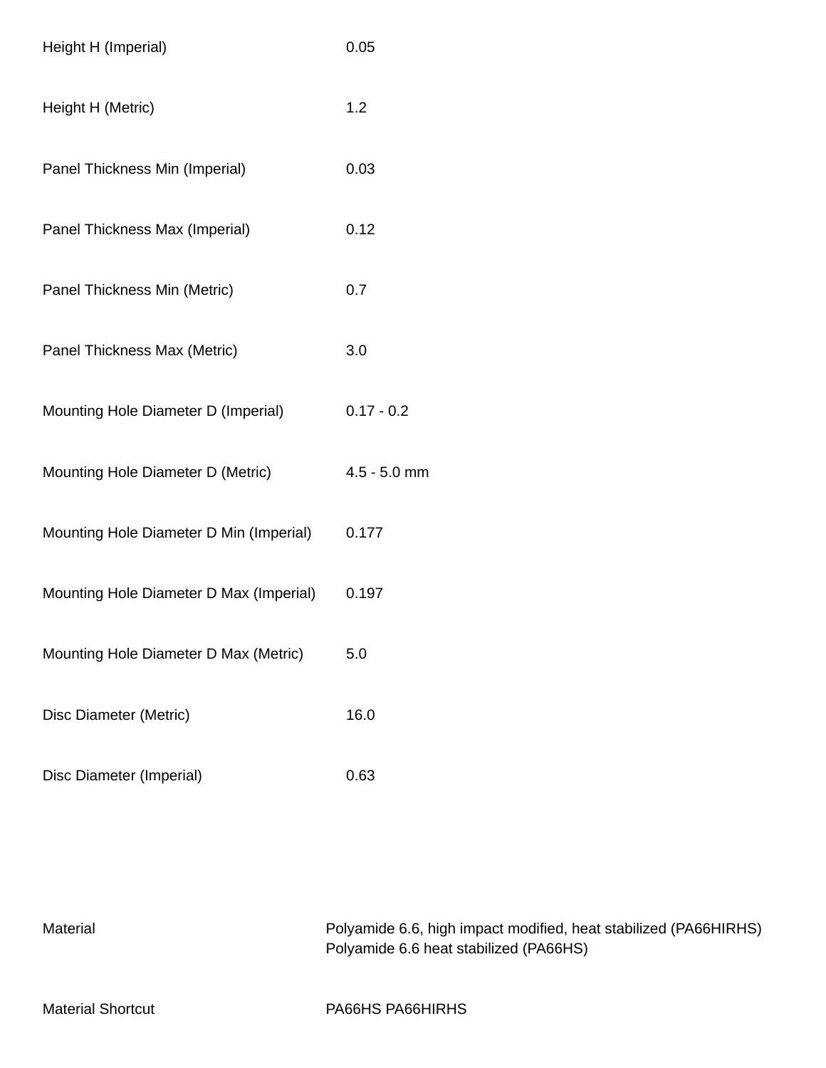| | |
|---|---|
| Height H (Imperial) | 0.05 |
| Height H (Metric) | 1.2 |
| Panel Thickness Min (Imperial) | 0.03 |
| Panel Thickness Max (Imperial) | 0.12 |
| Panel Thickness Min (Metric) | 0.7 |
| Panel Thickness Max (Metric) | 3.0 |
| Mounting Hole Diameter D (Imperial) | 0.17 - 0.2 |
| Mounting Hole Diameter D (Metric) | 4.5 - 5.0 mm |
| Mounting Hole Diameter D Min (Imperial) | 0.177 |
| Mounting Hole Diameter D Max (Imperial) | 0.197 |
| Mounting Hole Diameter D Max (Metric) | 5.0 |
| Disc Diameter (Metric) | 16.0 |
| Disc Diameter (Imperial) | 0.63 |

| | |
|---|---|
| Material | Polyamide 6.6, high impact modified, heat stabilized (PA66HIRHS)<br>Polyamide 6.6 heat stabilized (PA66HS) |
| Material Shortcut | PA66HS PA66HIRHS |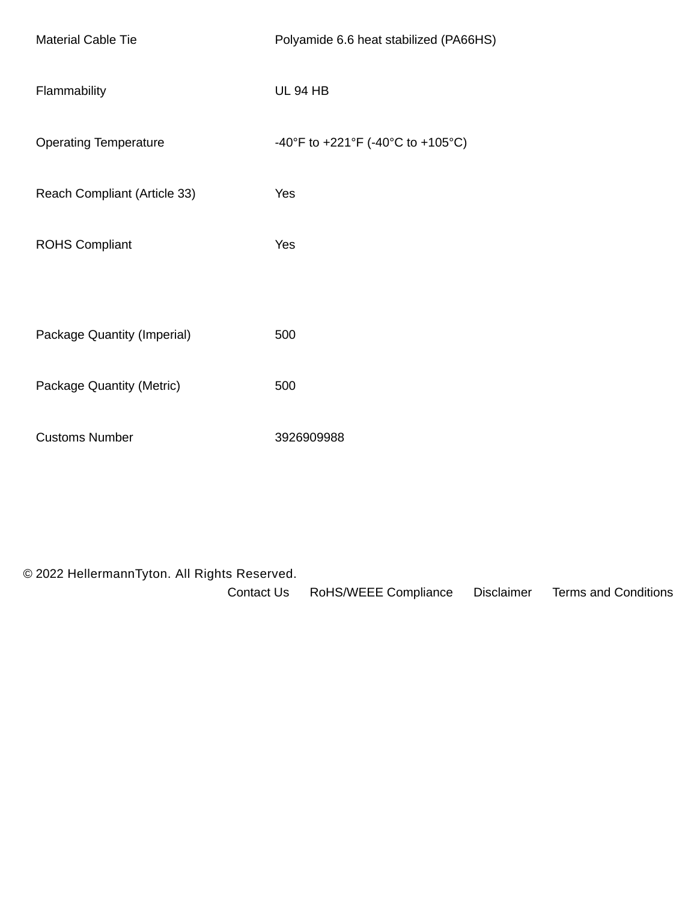| | |
|---|---|
| Material Cable Tie | Polyamide 6.6 heat stabilized (PA66HS) |
| Flammability | UL 94 HB |
| Operating Temperature | -40°F to +221°F (-40°C to +105°C) |
| Reach Compliant (Article 33) | Yes |
| ROHS Compliant | Yes |

| | |
|---|---|
| Package Quantity (Imperial) | 500 |
| Package Quantity (Metric) | 500 |
| Customs Number | 3926909988 |

© 2022 HellermannTyton. All Rights Reserved.

Contact Us    RoHS/WEEE Compliance    Disclaimer    Terms and Conditions